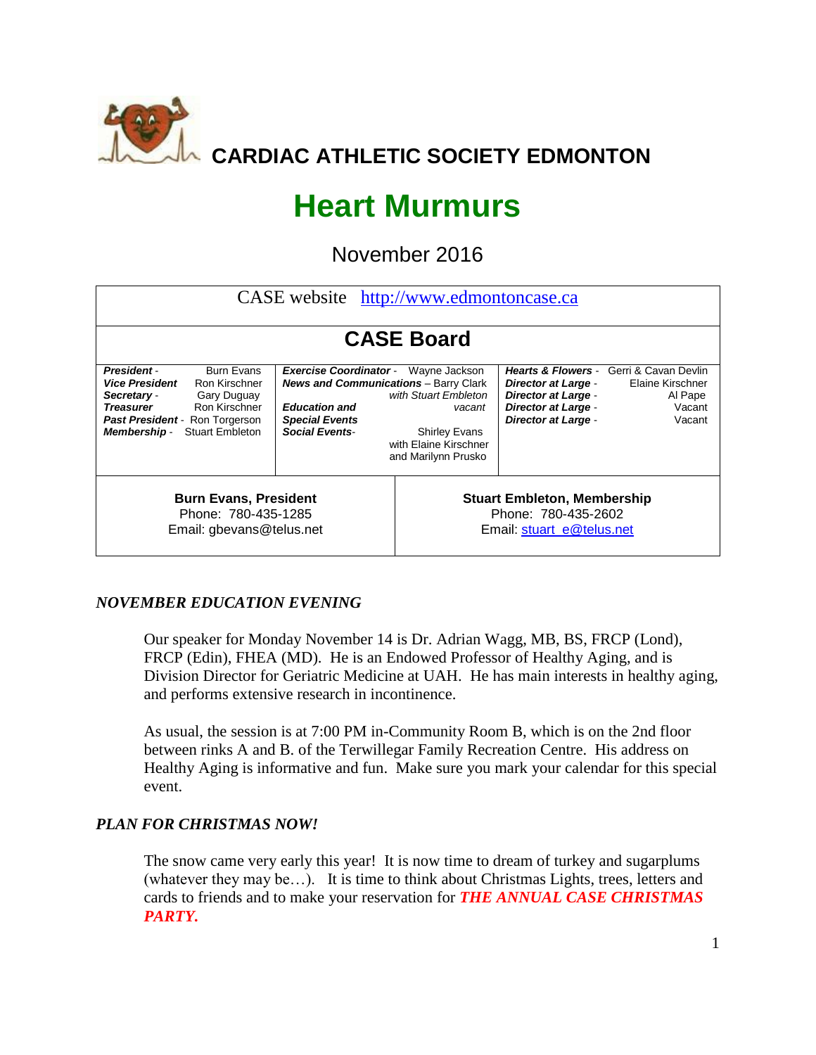# CARDIAC ATHLETIC SOCIETY EDMONTON

# Heart Murmurs

## November 2016

CASE website http://www.edmontoncase.ca

## CASE Board

| | | | | | |
|---|---|---|---|---|---|
| ***President*** - | Burn Evans | ***Exercise Coordinator*** - | Wayne Jackson | ***Hearts & Flowers*** - | Gerri & Cavan Devlin |
| ***Vice President*** | Ron Kirschner | ***News and Communications*** – | Barry Clark *with Stuart Embleton* | ***Director at Large*** - | Elaine Kirschner |
| ***Secretary*** - | Gary Duguay | ***Education and Special Events*** | *vacant* | ***Director at Large*** - | Al Pape |
| ***Treasurer*** | Ron Kirschner | ***Social Events***- | Shirley Evans with Elaine Kirschner and Marilynn Prusko | ***Director at Large*** - | Vacant |
| ***Past President*** - | Ron Torgerson | | | ***Director at Large*** - | Vacant |
| ***Membership*** - | Stuart Embleton | | | | |

| Burn Evans, President | Stuart Embleton, Membership |
|---|---|
| Phone: 780-435-1285 | Phone: 780-435-2602 |
| Email: gbevans@telus.net | Email: stuart_e@telus.net |

### *NOVEMBER EDUCATION EVENING*

Our speaker for Monday November 14 is Dr. Adrian Wagg, MB, BS, FRCP (Lond), FRCP (Edin), FHEA (MD). He is an Endowed Professor of Healthy Aging, and is Division Director for Geriatric Medicine at UAH. He has main interests in healthy aging, and performs extensive research in incontinence.

As usual, the session is at 7:00 PM in-Community Room B, which is on the 2nd floor between rinks A and B. of the Terwillegar Family Recreation Centre. His address on Healthy Aging is informative and fun. Make sure you mark your calendar for this special event.

### *PLAN FOR CHRISTMAS NOW!*

The snow came very early this year! It is now time to dream of turkey and sugarplums (whatever they may be…). It is time to think about Christmas Lights, trees, letters and cards to friends and to make your reservation for ***THE ANNUAL CASE CHRISTMAS PARTY.***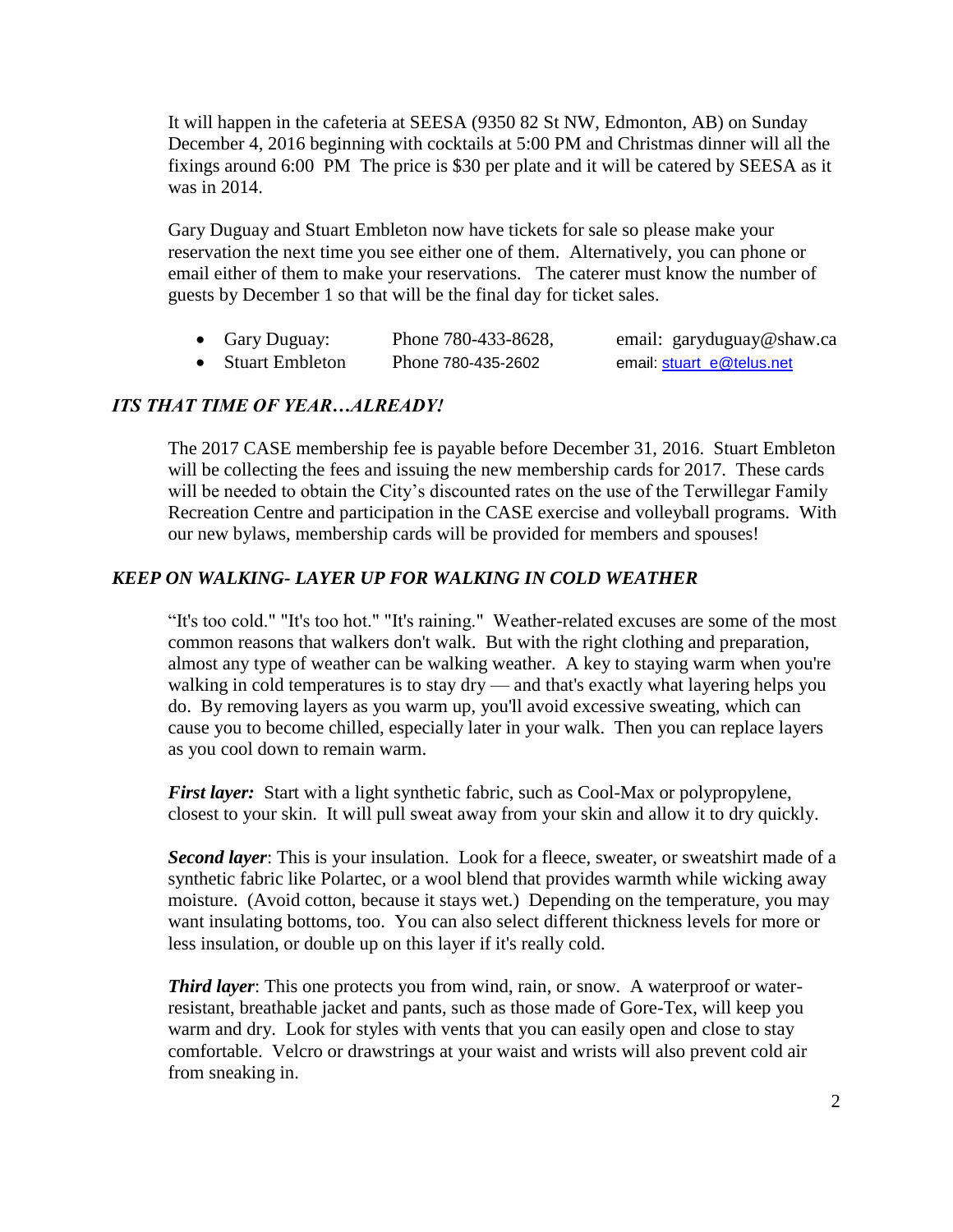It will happen in the cafeteria at SEESA (9350 82 St NW, Edmonton, AB) on Sunday December 4, 2016 beginning with cocktails at 5:00 PM and Christmas dinner will all the fixings around 6:00 PM The price is $30 per plate and it will be catered by SEESA as it was in 2014.

Gary Duguay and Stuart Embleton now have tickets for sale so please make your reservation the next time you see either one of them. Alternatively, you can phone or email either of them to make your reservations. The caterer must know the number of guests by December 1 so that will be the final day for ticket sales.

- Gary Duguay: Phone 780-433-8628, email: garyduguay@shaw.ca
- Stuart Embleton Phone 780-435-2602 email: stuart_e@telus.net

### *ITS THAT TIME OF YEAR…ALREADY!*

The 2017 CASE membership fee is payable before December 31, 2016. Stuart Embleton will be collecting the fees and issuing the new membership cards for 2017. These cards will be needed to obtain the City's discounted rates on the use of the Terwillegar Family Recreation Centre and participation in the CASE exercise and volleyball programs. With our new bylaws, membership cards will be provided for members and spouses!

### *KEEP ON WALKING- LAYER UP FOR WALKING IN COLD WEATHER*

"It's too cold." "It's too hot." "It's raining." Weather-related excuses are some of the most common reasons that walkers don't walk. But with the right clothing and preparation, almost any type of weather can be walking weather. A key to staying warm when you're walking in cold temperatures is to stay dry — and that's exactly what layering helps you do. By removing layers as you warm up, you'll avoid excessive sweating, which can cause you to become chilled, especially later in your walk. Then you can replace layers as you cool down to remain warm.

***First layer:*** Start with a light synthetic fabric, such as Cool-Max or polypropylene, closest to your skin. It will pull sweat away from your skin and allow it to dry quickly.

***Second layer***: This is your insulation. Look for a fleece, sweater, or sweatshirt made of a synthetic fabric like Polartec, or a wool blend that provides warmth while wicking away moisture. (Avoid cotton, because it stays wet.) Depending on the temperature, you may want insulating bottoms, too. You can also select different thickness levels for more or less insulation, or double up on this layer if it's really cold.

***Third layer***: This one protects you from wind, rain, or snow. A waterproof or water-resistant, breathable jacket and pants, such as those made of Gore-Tex, will keep you warm and dry. Look for styles with vents that you can easily open and close to stay comfortable. Velcro or drawstrings at your waist and wrists will also prevent cold air from sneaking in.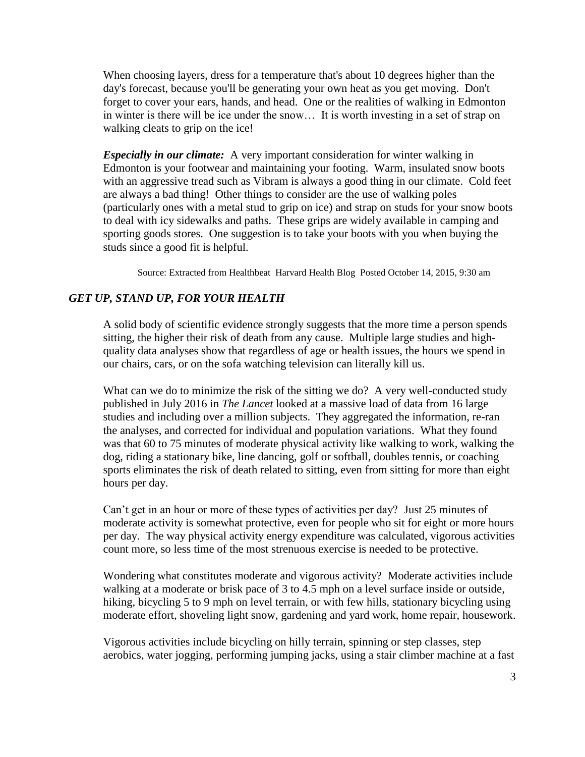When choosing layers, dress for a temperature that's about 10 degrees higher than the day's forecast, because you'll be generating your own heat as you get moving. Don't forget to cover your ears, hands, and head. One or the realities of walking in Edmonton in winter is there will be ice under the snow… It is worth investing in a set of strap on walking cleats to grip on the ice!

***Especially in our climate:*** A very important consideration for winter walking in Edmonton is your footwear and maintaining your footing. Warm, insulated snow boots with an aggressive tread such as Vibram is always a good thing in our climate. Cold feet are always a bad thing! Other things to consider are the use of walking poles (particularly ones with a metal stud to grip on ice) and strap on studs for your snow boots to deal with icy sidewalks and paths. These grips are widely available in camping and sporting goods stores. One suggestion is to take your boots with you when buying the studs since a good fit is helpful.

Source: Extracted from Healthbeat Harvard Health Blog Posted October 14, 2015, 9:30 am

## *GET UP, STAND UP, FOR YOUR HEALTH*

A solid body of scientific evidence strongly suggests that the more time a person spends sitting, the higher their risk of death from any cause. Multiple large studies and high-quality data analyses show that regardless of age or health issues, the hours we spend in our chairs, cars, or on the sofa watching television can literally kill us.

What can we do to minimize the risk of the sitting we do? A very well-conducted study published in July 2016 in ***The Lancet*** looked at a massive load of data from 16 large studies and including over a million subjects. They aggregated the information, re-ran the analyses, and corrected for individual and population variations. What they found was that 60 to 75 minutes of moderate physical activity like walking to work, walking the dog, riding a stationary bike, line dancing, golf or softball, doubles tennis, or coaching sports eliminates the risk of death related to sitting, even from sitting for more than eight hours per day.

Can't get in an hour or more of these types of activities per day? Just 25 minutes of moderate activity is somewhat protective, even for people who sit for eight or more hours per day. The way physical activity energy expenditure was calculated, vigorous activities count more, so less time of the most strenuous exercise is needed to be protective.

Wondering what constitutes moderate and vigorous activity? Moderate activities include walking at a moderate or brisk pace of 3 to 4.5 mph on a level surface inside or outside, hiking, bicycling 5 to 9 mph on level terrain, or with few hills, stationary bicycling using moderate effort, shoveling light snow, gardening and yard work, home repair, housework.

Vigorous activities include bicycling on hilly terrain, spinning or step classes, step aerobics, water jogging, performing jumping jacks, using a stair climber machine at a fast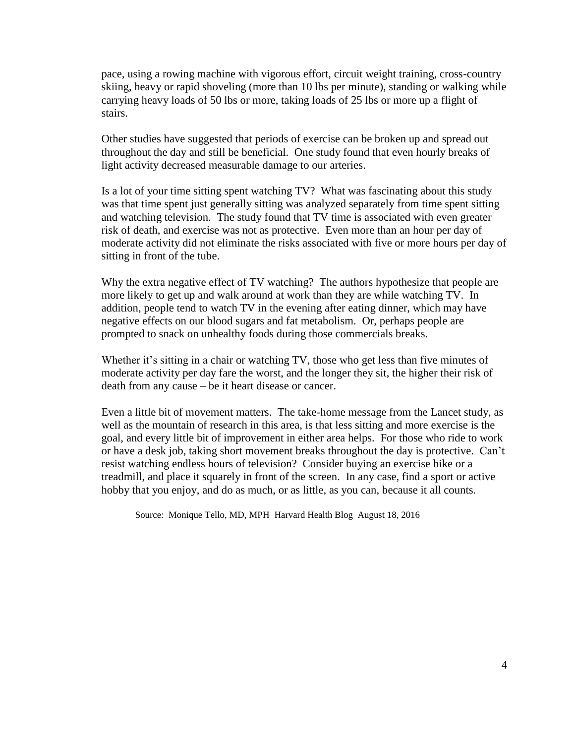pace, using a rowing machine with vigorous effort, circuit weight training, cross-country skiing, heavy or rapid shoveling (more than 10 lbs per minute), standing or walking while carrying heavy loads of 50 lbs or more, taking loads of 25 lbs or more up a flight of stairs.

Other studies have suggested that periods of exercise can be broken up and spread out throughout the day and still be beneficial. One study found that even hourly breaks of light activity decreased measurable damage to our arteries.

Is a lot of your time sitting spent watching TV? What was fascinating about this study was that time spent just generally sitting was analyzed separately from time spent sitting and watching television. The study found that TV time is associated with even greater risk of death, and exercise was not as protective. Even more than an hour per day of moderate activity did not eliminate the risks associated with five or more hours per day of sitting in front of the tube.

Why the extra negative effect of TV watching? The authors hypothesize that people are more likely to get up and walk around at work than they are while watching TV. In addition, people tend to watch TV in the evening after eating dinner, which may have negative effects on our blood sugars and fat metabolism. Or, perhaps people are prompted to snack on unhealthy foods during those commercials breaks.

Whether it's sitting in a chair or watching TV, those who get less than five minutes of moderate activity per day fare the worst, and the longer they sit, the higher their risk of death from any cause – be it heart disease or cancer.

Even a little bit of movement matters. The take-home message from the Lancet study, as well as the mountain of research in this area, is that less sitting and more exercise is the goal, and every little bit of improvement in either area helps. For those who ride to work or have a desk job, taking short movement breaks throughout the day is protective. Can't resist watching endless hours of television? Consider buying an exercise bike or a treadmill, and place it squarely in front of the screen. In any case, find a sport or active hobby that you enjoy, and do as much, or as little, as you can, because it all counts.

Source: Monique Tello, MD, MPH Harvard Health Blog August 18, 2016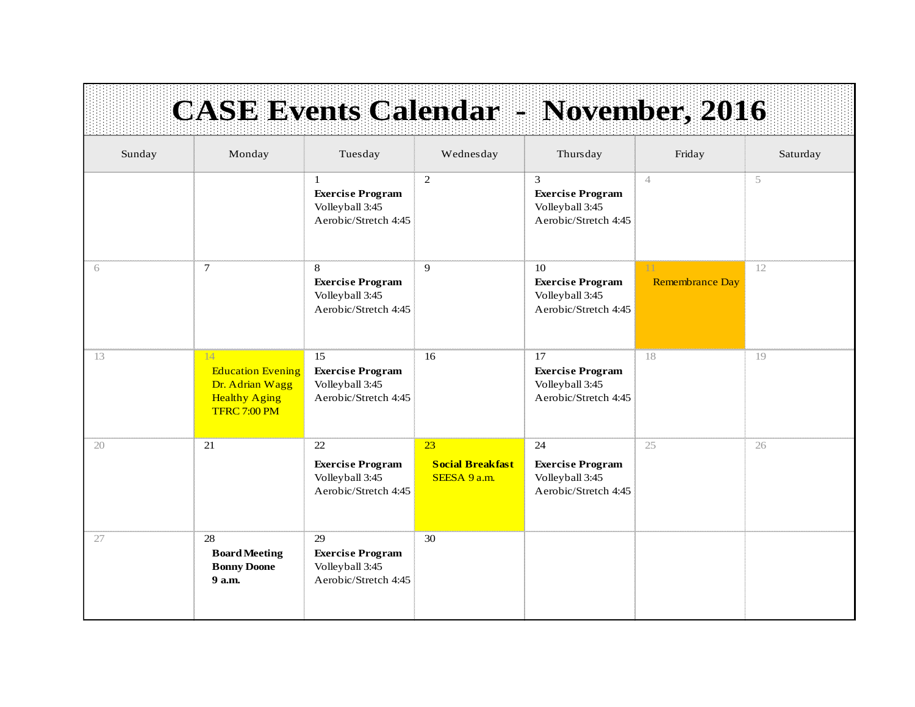# CASE Events Calendar - November, 2016

| Sunday | Monday | Tuesday | Wednesday | Thursday | Friday | Saturday |
| --- | --- | --- | --- | --- | --- | --- |
| | | 1<br>**Exercise Program**<br>Volleyball 3:45<br>Aerobic/Stretch 4:45 | 2 | 3<br>**Exercise Program**<br>Volleyball 3:45<br>Aerobic/Stretch 4:45 | 4 | 5 |
| 6 | 7 | 8<br>**Exercise Program**<br>Volleyball 3:45<br>Aerobic/Stretch 4:45 | 9 | 10<br>**Exercise Program**<br>Volleyball 3:45<br>Aerobic/Stretch 4:45 | 11<br>Remembrance Day | 12 |
| 13 | 14<br>Education Evening<br>Dr. Adrian Wagg<br>Healthy Aging<br>TFRC 7:00 PM | 15<br>**Exercise Program**<br>Volleyball 3:45<br>Aerobic/Stretch 4:45 | 16 | 17<br>**Exercise Program**<br>Volleyball 3:45<br>Aerobic/Stretch 4:45 | 18 | 19 |
| 20 | 21 | 22<br>**Exercise Program**<br>Volleyball 3:45<br>Aerobic/Stretch 4:45 | 23<br>**Social Breakfast**<br>SEESA 9 a.m. | 24<br>**Exercise Program**<br>Volleyball 3:45<br>Aerobic/Stretch 4:45 | 25 | 26 |
| 27 | 28<br>**Board Meeting**<br>**Bonny Doone**<br>**9 a.m.** | 29<br>**Exercise Program**<br>Volleyball 3:45<br>Aerobic/Stretch 4:45 | 30 | | | |